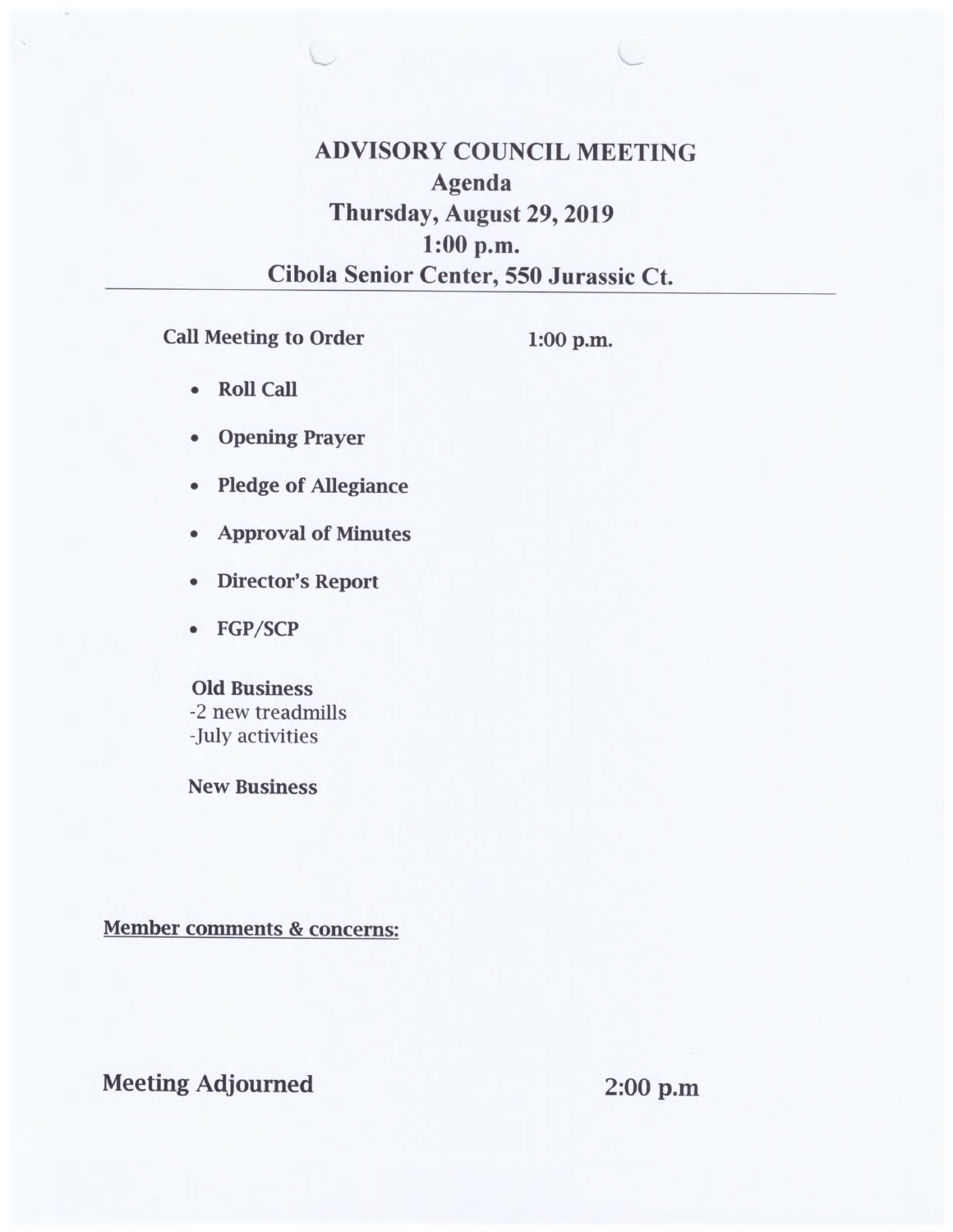# ADVISORY COUNCIL MEETING

## Agenda

## Thursday, August 29, 2019

## 1:00 p.m.

## Cibola Senior Center, 550 Jurassic Ct.

---

**Call Meeting to Order** **1:00 p.m.**

- **Roll Call**
- **Opening Prayer**
- **Pledge of Allegiance**
- **Approval of Minutes**
- **Director's Report**
- **FGP/SCP**

**Old Business**
-2 new treadmills
-July activities

**New Business**

**Member comments & concerns:**

**Meeting Adjourned** **2:00 p.m**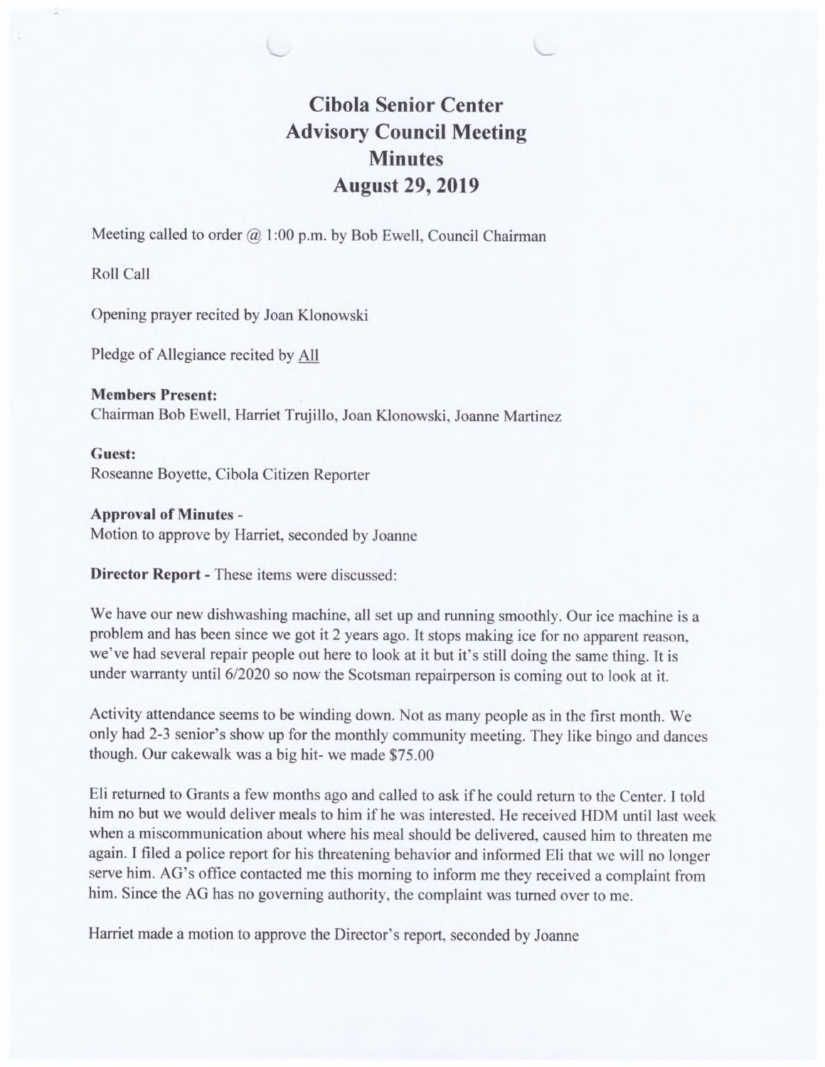# Cibola Senior Center
## Advisory Council Meeting
## Minutes
## August 29, 2019

Meeting called to order @ 1:00 p.m. by Bob Ewell, Council Chairman

Roll Call

Opening prayer recited by Joan Klonowski

Pledge of Allegiance recited by All

**Members Present:**
Chairman Bob Ewell, Harriet Trujillo, Joan Klonowski, Joanne Martinez

**Guest:**
Roseanne Boyette, Cibola Citizen Reporter

**Approval of Minutes** -
Motion to approve by Harriet, seconded by Joanne

**Director Report** - These items were discussed:

We have our new dishwashing machine, all set up and running smoothly. Our ice machine is a problem and has been since we got it 2 years ago. It stops making ice for no apparent reason, we've had several repair people out here to look at it but it's still doing the same thing. It is under warranty until 6/2020 so now the Scotsman repairperson is coming out to look at it.

Activity attendance seems to be winding down. Not as many people as in the first month. We only had 2-3 senior's show up for the monthly community meeting. They like bingo and dances though. Our cakewalk was a big hit- we made $75.00

Eli returned to Grants a few months ago and called to ask if he could return to the Center. I told him no but we would deliver meals to him if he was interested. He received HDM until last week when a miscommunication about where his meal should be delivered, caused him to threaten me again. I filed a police report for his threatening behavior and informed Eli that we will no longer serve him. AG's office contacted me this morning to inform me they received a complaint from him. Since the AG has no governing authority, the complaint was turned over to me.

Harriet made a motion to approve the Director's report, seconded by Joanne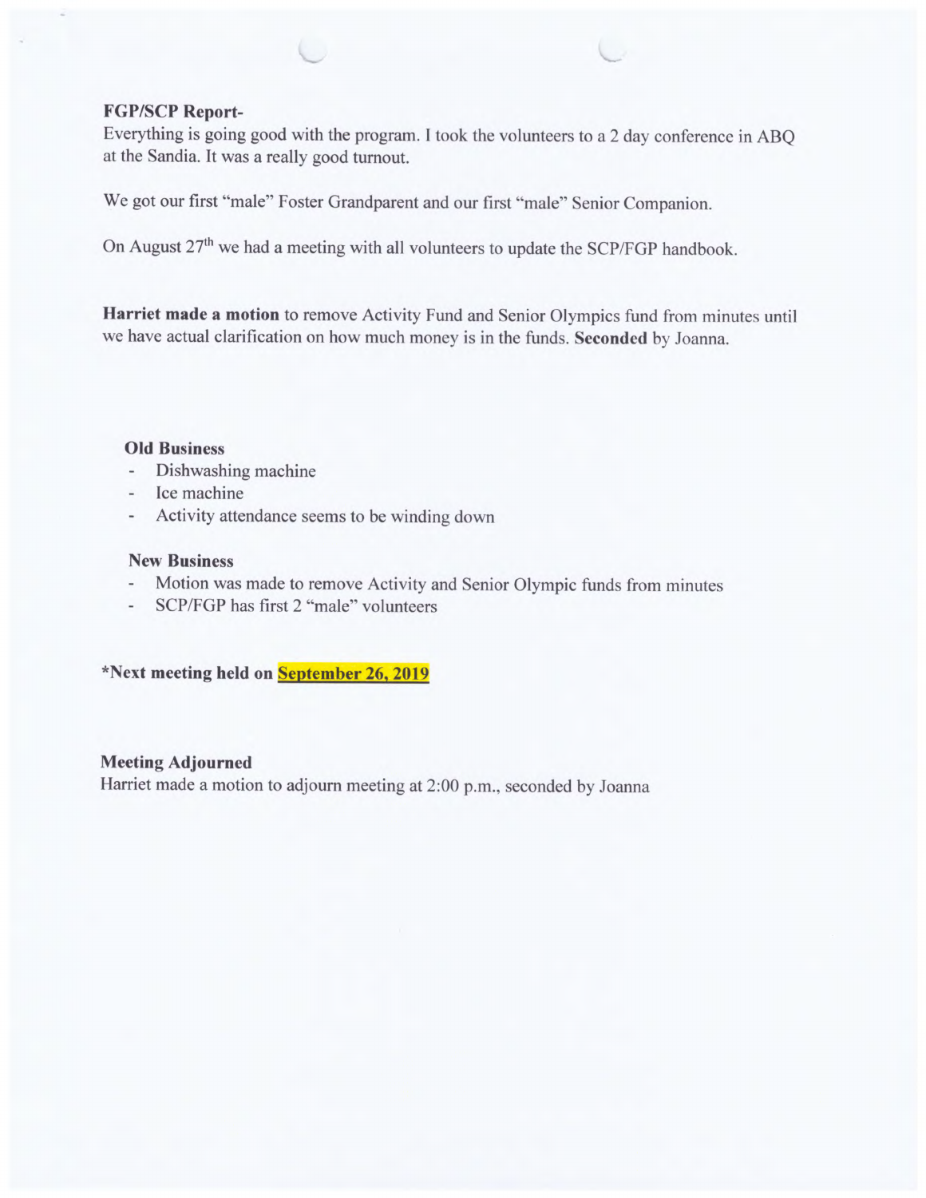**FGP/SCP Report-**

Everything is going good with the program. I took the volunteers to a 2 day conference in ABQ at the Sandia. It was a really good turnout.

We got our first "male" Foster Grandparent and our first "male" Senior Companion.

On August 27th we had a meeting with all volunteers to update the SCP/FGP handbook.

**Harriet made a motion** to remove Activity Fund and Senior Olympics fund from minutes until we have actual clarification on how much money is in the funds. **Seconded** by Joanna.

**Old Business**

- Dishwashing machine
- Ice machine
- Activity attendance seems to be winding down

**New Business**

- Motion was made to remove Activity and Senior Olympic funds from minutes
- SCP/FGP has first 2 "male" volunteers

**\*Next meeting held on September 26, 2019**

**Meeting Adjourned**

Harriet made a motion to adjourn meeting at 2:00 p.m., seconded by Joanna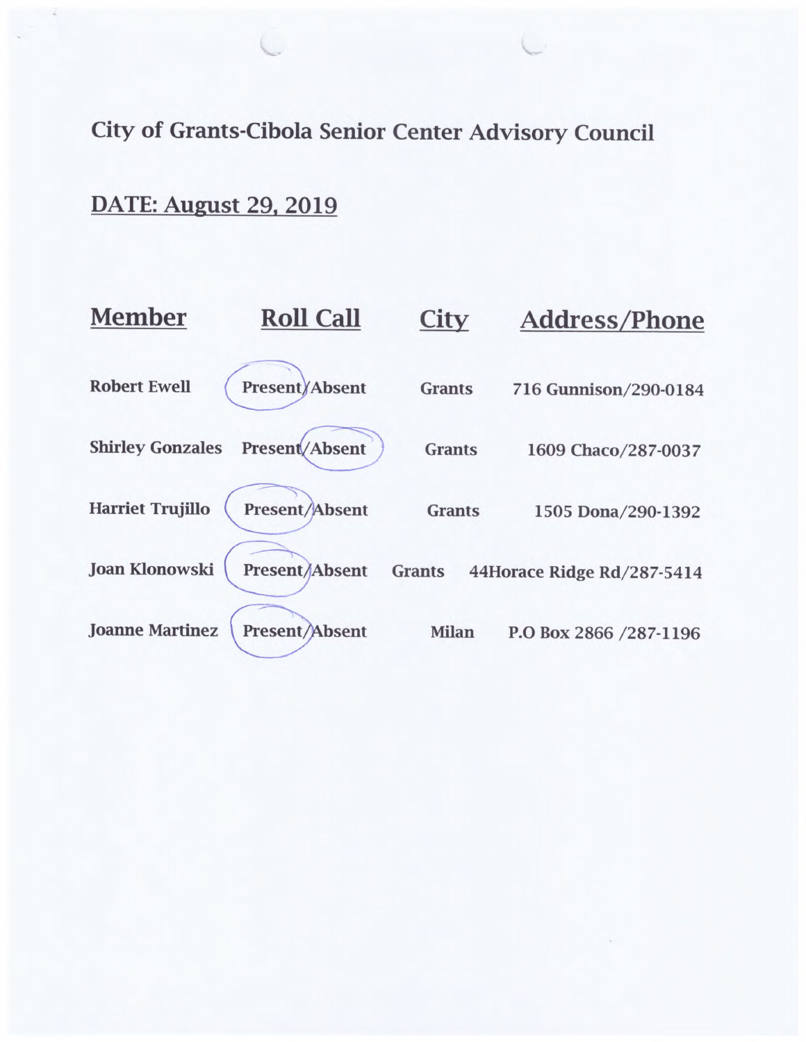## City of Grants-Cibola Senior Center Advisory Council

## DATE: August 29, 2019

| Member | Roll Call | City | Address/Phone |
|---|---|---|---|
| Robert Ewell | Present/Absent | Grants | 716 Gunnison/290-0184 |
| Shirley Gonzales | Present/Absent | Grants | 1609 Chaco/287-0037 |
| Harriet Trujillo | Present/Absent | Grants | 1505 Dona/290-1392 |
| Joan Klonowski | Present/Absent | Grants | 44Horace Ridge Rd/287-5414 |
| Joanne Martinez | Present/Absent | Milan | P.O Box 2866 /287-1196 |